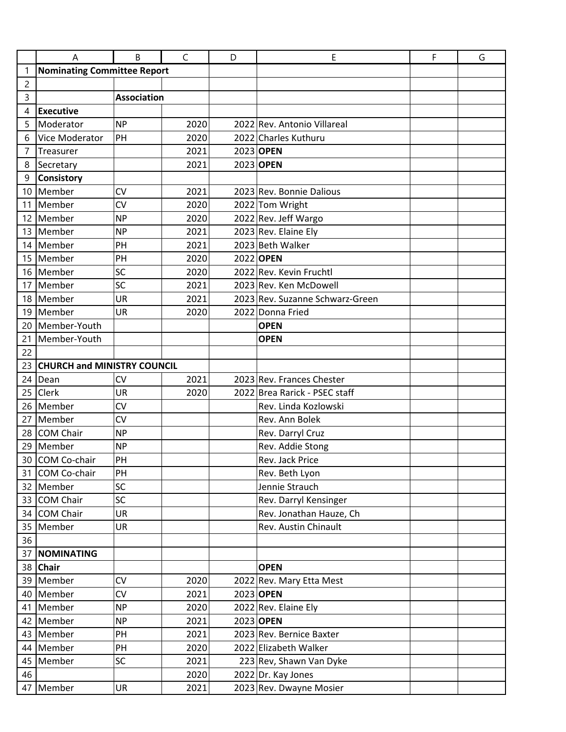| A | B | C | D | E | F | G |
|---|---|---|---|---|---|---|
| **Nominating Committee Report** | | | | | | |
| | | | | | | |
| | **Association** | | | | | |
| **Executive** | | | | | | |
| Moderator | NP | 2020 | 2022 | Rev. Antonio Villareal | | |
| Vice Moderator | PH | 2020 | 2022 | Charles Kuthuru | | |
| Treasurer | | 2021 | 2023 | **OPEN** | | |
| Secretary | | 2021 | 2023 | **OPEN** | | |
| **Consistory** | | | | | | |
| Member | CV | 2021 | 2023 | Rev. Bonnie Dalious | | |
| Member | CV | 2020 | 2022 | Tom Wright | | |
| Member | NP | 2020 | 2022 | Rev. Jeff Wargo | | |
| Member | NP | 2021 | 2023 | Rev. Elaine Ely | | |
| Member | PH | 2021 | 2023 | Beth Walker | | |
| Member | PH | 2020 | 2022 | **OPEN** | | |
| Member | SC | 2020 | 2022 | Rev. Kevin Fruchtl | | |
| Member | SC | 2021 | 2023 | Rev. Ken McDowell | | |
| Member | UR | 2021 | 2023 | Rev. Suzanne Schwarz-Green | | |
| Member | UR | 2020 | 2022 | Donna Fried | | |
| Member-Youth | | | | **OPEN** | | |
| Member-Youth | | | | **OPEN** | | |
| | | | | | | |
| **CHURCH and MINISTRY COUNCIL** | | | | | | |
| Dean | CV | 2021 | 2023 | Rev. Frances Chester | | |
| Clerk | UR | 2020 | 2022 | Brea Rarick - PSEC staff | | |
| Member | CV | | | Rev. Linda Kozlowski | | |
| Member | CV | | | Rev. Ann Bolek | | |
| COM Chair | NP | | | Rev. Darryl Cruz | | |
| Member | NP | | | Rev. Addie Stong | | |
| COM Co-chair | PH | | | Rev. Jack Price | | |
| COM Co-chair | PH | | | Rev. Beth Lyon | | |
| Member | SC | | | Jennie Strauch | | |
| COM Chair | SC | | | Rev. Darryl Kensinger | | |
| COM Chair | UR | | | Rev. Jonathan Hauze, Ch | | |
| Member | UR | | | Rev. Austin Chinault | | |
| | | | | | | |
| **NOMINATING** | | | | | | |
| **Chair** | | | | **OPEN** | | |
| Member | CV | 2020 | 2022 | Rev. Mary Etta Mest | | |
| Member | CV | 2021 | 2023 | **OPEN** | | |
| Member | NP | 2020 | 2022 | Rev. Elaine Ely | | |
| Member | NP | 2021 | 2023 | **OPEN** | | |
| Member | PH | 2021 | 2023 | Rev. Bernice Baxter | | |
| Member | PH | 2020 | 2022 | Elizabeth Walker | | |
| Member | SC | 2021 | 223 | Rev, Shawn Van Dyke | | |
| | | 2020 | 2022 | Dr. Kay Jones | | |
| Member | UR | 2021 | 2023 | Rev. Dwayne Mosier | | |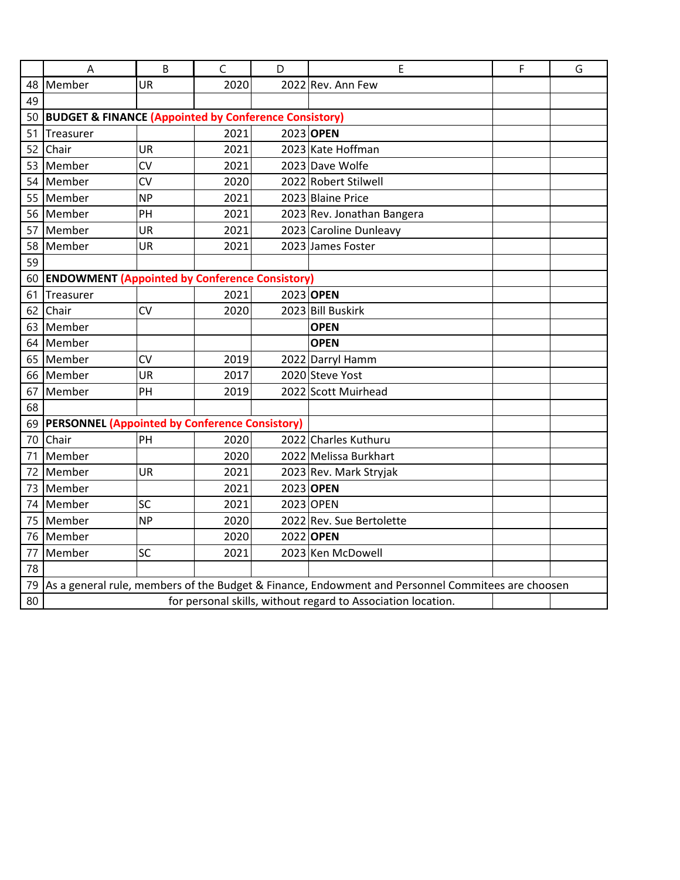| | A | B | C | D | E | F | G |
|---|---|---|---|---|---|---|---|
| 48 | Member | UR | 2020 | 2022 | Rev. Ann Few | | |
| 49 | | | | | | | |
| 50 | **BUDGET & FINANCE** **(Appointed by Conference Consistory)** | | | | | | |
| 51 | Treasurer | | 2021 | 2023 | **OPEN** | | |
| 52 | Chair | UR | 2021 | 2023 | Kate Hoffman | | |
| 53 | Member | CV | 2021 | 2023 | Dave Wolfe | | |
| 54 | Member | CV | 2020 | 2022 | Robert Stilwell | | |
| 55 | Member | NP | 2021 | 2023 | Blaine Price | | |
| 56 | Member | PH | 2021 | 2023 | Rev. Jonathan Bangera | | |
| 57 | Member | UR | 2021 | 2023 | Caroline Dunleavy | | |
| 58 | Member | UR | 2021 | 2023 | James Foster | | |
| 59 | | | | | | | |
| 60 | **ENDOWMENT** **(Appointed by Conference Consistory)** | | | | | | |
| 61 | Treasurer | | 2021 | 2023 | **OPEN** | | |
| 62 | Chair | CV | 2020 | 2023 | Bill Buskirk | | |
| 63 | Member | | | | **OPEN** | | |
| 64 | Member | | | | **OPEN** | | |
| 65 | Member | CV | 2019 | 2022 | Darryl Hamm | | |
| 66 | Member | UR | 2017 | 2020 | Steve Yost | | |
| 67 | Member | PH | 2019 | 2022 | Scott Muirhead | | |
| 68 | | | | | | | |
| 69 | **PERSONNEL** **(Appointed by Conference Consistory)** | | | | | | |
| 70 | Chair | PH | 2020 | 2022 | Charles Kuthuru | | |
| 71 | Member | | 2020 | 2022 | Melissa Burkhart | | |
| 72 | Member | UR | 2021 | 2023 | Rev. Mark Stryjak | | |
| 73 | Member | | 2021 | 2023 | **OPEN** | | |
| 74 | Member | SC | 2021 | 2023 | OPEN | | |
| 75 | Member | NP | 2020 | 2022 | Rev. Sue Bertolette | | |
| 76 | Member | | 2020 | 2022 | **OPEN** | | |
| 77 | Member | SC | 2021 | 2023 | Ken McDowell | | |
| 78 | | | | | | | |
| 79 | As a general rule, members of the Budget & Finance, Endowment and Personnel Commitees are choosen | | | | | | |
| 80 | for personal skills, without regard to Association location. | | | | | | |